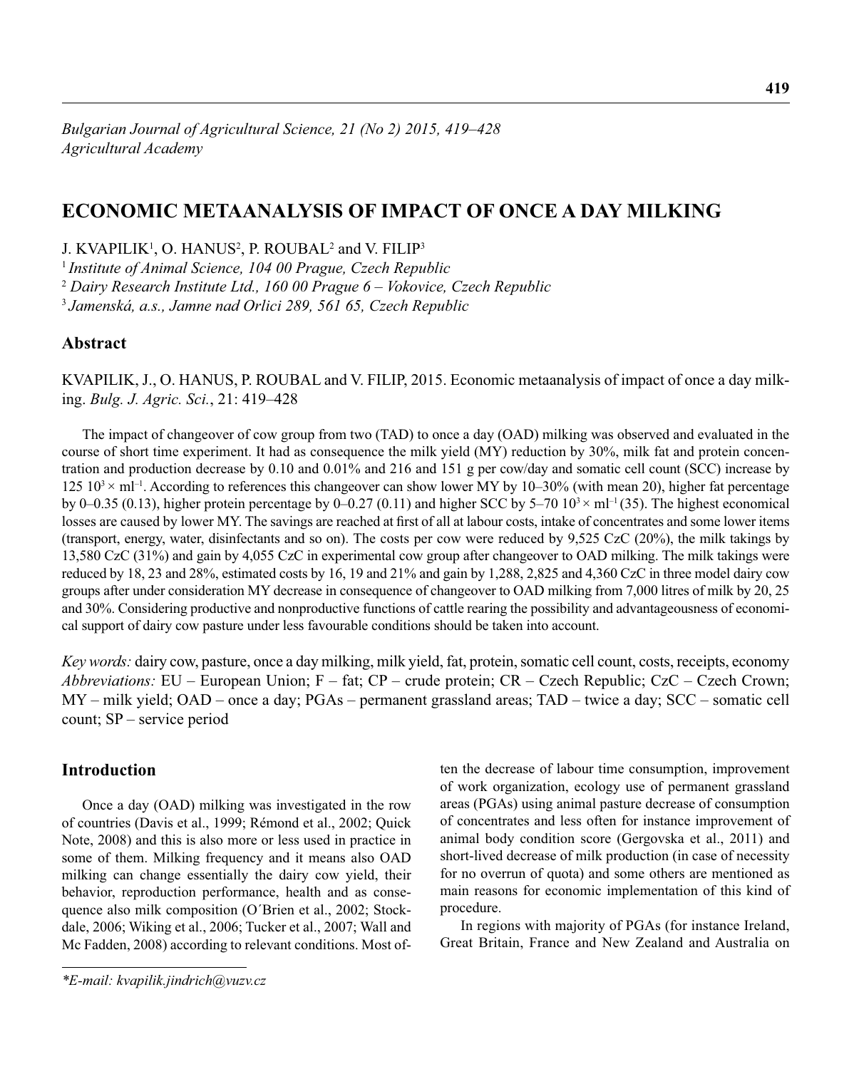*Bulgarian Journal of Agricultural Science, 21 (No 2) 2015, 419–428*
*Agricultural Academy*

# ECONOMIC METAANALYSIS OF IMPACT OF ONCE A DAY MILKING

J. KVAPILIK[1], O. HANUS[2], P. ROUBAL[2] and V. FILIP[3]

[1] *Institute of Animal Science, 104 00 Prague, Czech Republic*
[2] *Dairy Research Institute Ltd., 160 00 Prague 6 – Vokovice, Czech Republic*
[3] *Jamenská, a.s., Jamne nad Orlici 289, 561 65, Czech Republic*

## Abstract

KVAPILIK, J., O. HANUS, P. ROUBAL and V. FILIP, 2015. Economic metaanalysis of impact of once a day milking. *Bulg. J. Agric. Sci.*, 21: 419–428

The impact of changeover of cow group from two (TAD) to once a day (OAD) milking was observed and evaluated in the course of short time experiment. It had as consequence the milk yield (MY) reduction by 30%, milk fat and protein concentration and production decrease by 0.10 and 0.01% and 216 and 151 g per cow/day and somatic cell count (SCC) increase by 125 $10^3 \times ml^{-1}$. According to references this changeover can show lower MY by 10–30% (with mean 20), higher fat percentage by 0–0.35 (0.13), higher protein percentage by 0–0.27 (0.11) and higher SCC by 5–70 $10^3 \times ml^{-1}$ (35). The highest economical losses are caused by lower MY. The savings are reached at first of all at labour costs, intake of concentrates and some lower items (transport, energy, water, disinfectants and so on). The costs per cow were reduced by 9,525 CzC (20%), the milk takings by 13,580 CzC (31%) and gain by 4,055 CzC in experimental cow group after changeover to OAD milking. The milk takings were reduced by 18, 23 and 28%, estimated costs by 16, 19 and 21% and gain by 1,288, 2,825 and 4,360 CzC in three model dairy cow groups after under consideration MY decrease in consequence of changeover to OAD milking from 7,000 litres of milk by 20, 25 and 30%. Considering productive and nonproductive functions of cattle rearing the possibility and advantageousness of economical support of dairy cow pasture under less favourable conditions should be taken into account.

*Key words:* dairy cow, pasture, once a day milking, milk yield, fat, protein, somatic cell count, costs, receipts, economy
*Abbreviations:* EU – European Union; F – fat; CP – crude protein; CR – Czech Republic; CzC – Czech Crown; MY – milk yield; OAD – once a day; PGAs – permanent grassland areas; TAD – twice a day; SCC – somatic cell count; SP – service period

## Introduction

Once a day (OAD) milking was investigated in the row of countries (Davis et al., 1999; Rémond et al., 2002; Quick Note, 2008) and this is also more or less used in practice in some of them. Milking frequency and it means also OAD milking can change essentially the dairy cow yield, their behavior, reproduction performance, health and as consequence also milk composition (O´Brien et al., 2002; Stockdale, 2006; Wiking et al., 2006; Tucker et al., 2007; Wall and Mc Fadden, 2008) according to relevant conditions. Most often the decrease of labour time consumption, improvement of work organization, ecology use of permanent grassland areas (PGAs) using animal pasture decrease of consumption of concentrates and less often for instance improvement of animal body condition score (Gergovska et al., 2011) and short-lived decrease of milk production (in case of necessity for no overrun of quota) and some others are mentioned as main reasons for economic implementation of this kind of procedure.

In regions with majority of PGAs (for instance Ireland, Great Britain, France and New Zealand and Australia on

*E-mail: kvapilik.jindrich@vuzv.cz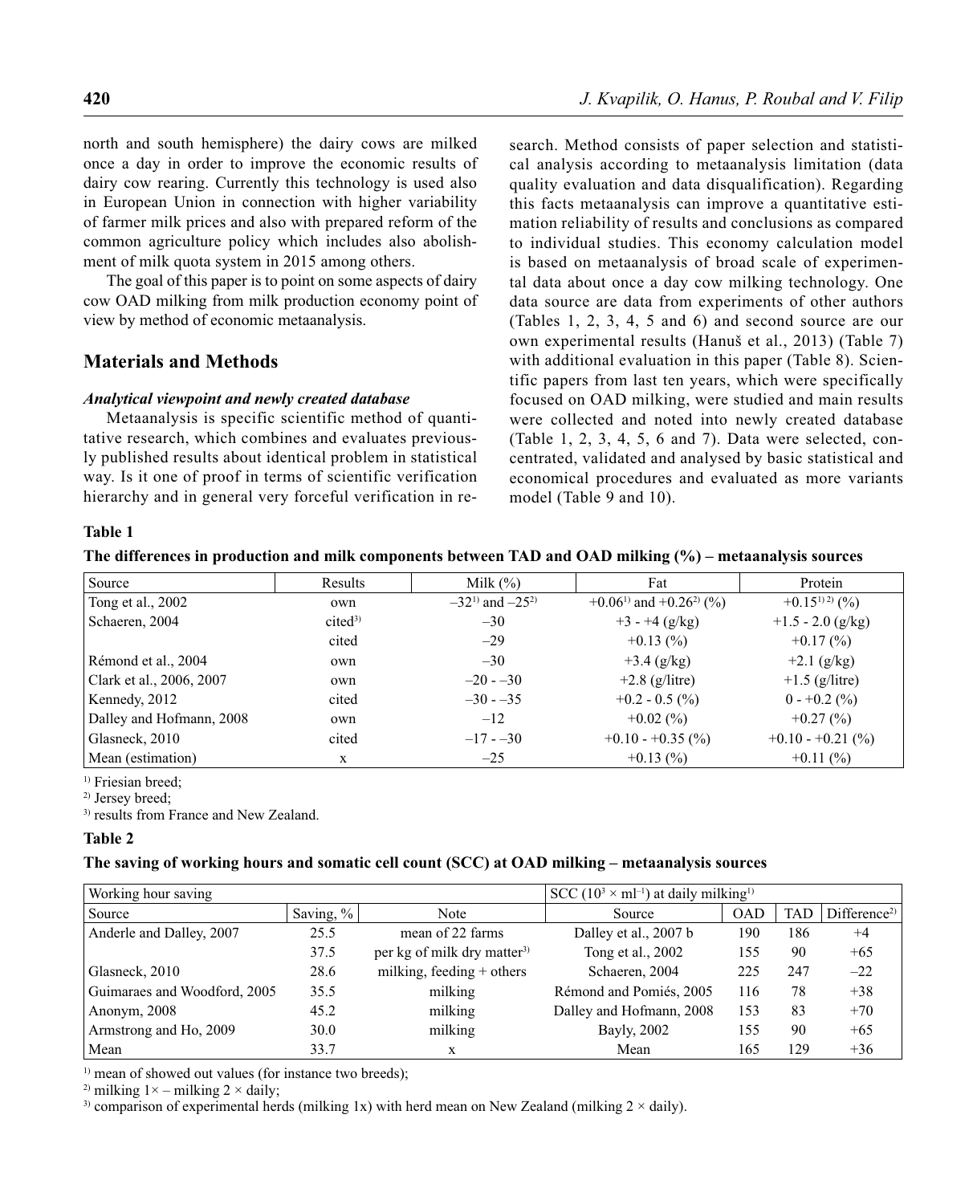north and south hemisphere) the dairy cows are milked once a day in order to improve the economic results of dairy cow rearing. Currently this technology is used also in European Union in connection with higher variability of farmer milk prices and also with prepared reform of the common agriculture policy which includes also abolishment of milk quota system in 2015 among others.

The goal of this paper is to point on some aspects of dairy cow OAD milking from milk production economy point of view by method of economic metaanalysis.

## Materials and Methods

### *Analytical viewpoint and newly created database*

Metaanalysis is specific scientific method of quantitative research, which combines and evaluates previously published results about identical problem in statistical way. Is it one of proof in terms of scientific verification hierarchy and in general very forceful verification in research. Method consists of paper selection and statistical analysis according to metaanalysis limitation (data quality evaluation and data disqualification). Regarding this facts metaanalysis can improve a quantitative estimation reliability of results and conclusions as compared to individual studies. This economy calculation model is based on metaanalysis of broad scale of experimental data about once a day cow milking technology. One data source are data from experiments of other authors (Tables 1, 2, 3, 4, 5 and 6) and second source are our own experimental results (Hanuš et al., 2013) (Table 7) with additional evaluation in this paper (Table 8). Scientific papers from last ten years, which were specifically focused on OAD milking, were studied and main results were collected and noted into newly created database (Table 1, 2, 3, 4, 5, 6 and 7). Data were selected, concentrated, validated and analysed by basic statistical and economical procedures and evaluated as more variants model (Table 9 and 10).

**Table 1**

**The differences in production and milk components between TAD and OAD milking (%) – metaanalysis sources**

| Source | Results | Milk (%) | Fat | Protein |
|---|---|---|---|---|
| Tong et al., 2002 | own | –32[1] and –25[2] | +0.06[1] and +0.26[2] (%) | +0.15[1) 2)] (%) |
| Schaeren, 2004 | cited[3] | –30 | +3 - +4 (g/kg) | +1.5 - 2.0 (g/kg) |
| | cited | –29 | +0.13 (%) | +0.17 (%) |
| Rémond et al., 2004 | own | –30 | +3.4 (g/kg) | +2.1 (g/kg) |
| Clark et al., 2006, 2007 | own | –20 - –30 | +2.8 (g/litre) | +1.5 (g/litre) |
| Kennedy, 2012 | cited | –30 - –35 | +0.2 - 0.5 (%) | 0 - +0.2 (%) |
| Dalley and Hofmann, 2008 | own | –12 | +0.02 (%) | +0.27 (%) |
| Glasneck, 2010 | cited | –17 - –30 | +0.10 - +0.35 (%) | +0.10 - +0.21 (%) |
| Mean (estimation) | x | –25 | +0.13 (%) | +0.11 (%) |

[1] Friesian breed;
[2] Jersey breed;
[3] results from France and New Zealand.

**Table 2**

**The saving of working hours and somatic cell count (SCC) at OAD milking – metaanalysis sources**

| Working hour saving | | | SCC ($10^3 \times ml^{-1}$) at daily milking[1] | | | |
|---|---|---|---|---|---|---|
| Source | Saving, % | Note | Source | OAD | TAD | Difference[2] |
| Anderle and Dalley, 2007 | 25.5 | mean of 22 farms | Dalley et al., 2007 b | 190 | 186 | +4 |
| | 37.5 | per kg of milk dry matter[3] | Tong et al., 2002 | 155 | 90 | +65 |
| Glasneck, 2010 | 28.6 | milking, feeding + others | Schaeren, 2004 | 225 | 247 | –22 |
| Guimaraes and Woodford, 2005 | 35.5 | milking | Rémond and Pomiés, 2005 | 116 | 78 | +38 |
| Anonym, 2008 | 45.2 | milking | Dalley and Hofmann, 2008 | 153 | 83 | +70 |
| Armstrong and Ho, 2009 | 30.0 | milking | Bayly, 2002 | 155 | 90 | +65 |
| Mean | 33.7 | x | Mean | 165 | 129 | +36 |

[1] mean of showed out values (for instance two breeds);
[2] milking 1× – milking 2 × daily;
[3] comparison of experimental herds (milking 1x) with herd mean on New Zealand (milking 2 × daily).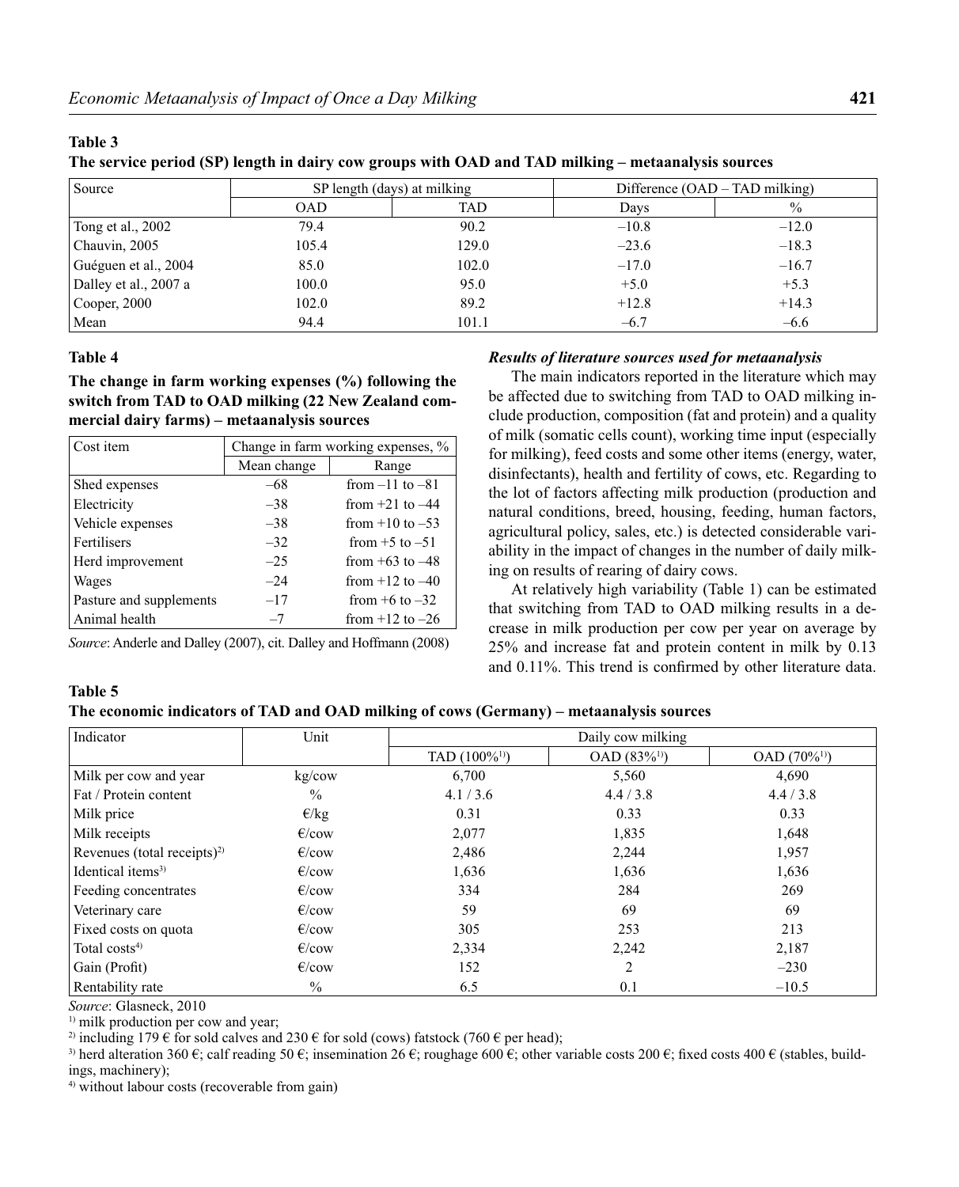**Table 3**

**The service period (SP) length in dairy cow groups with OAD and TAD milking – metaanalysis sources**

| Source | SP length (days) at milking | | Difference (OAD – TAD milking) | |
|---|---|---|---|---|
| | OAD | TAD | Days | % |
| Tong et al., 2002 | 79.4 | 90.2 | –10.8 | –12.0 |
| Chauvin, 2005 | 105.4 | 129.0 | –23.6 | –18.3 |
| Guéguen et al., 2004 | 85.0 | 102.0 | –17.0 | –16.7 |
| Dalley et al., 2007 a | 100.0 | 95.0 | +5.0 | +5.3 |
| Cooper, 2000 | 102.0 | 89.2 | +12.8 | +14.3 |
| Mean | 94.4 | 101.1 | –6.7 | –6.6 |

**Table 4**

**The change in farm working expenses (%) following the switch from TAD to OAD milking (22 New Zealand commercial dairy farms) – metaanalysis sources**

| Cost item | Change in farm working expenses, % | |
|---|---|---|
| | Mean change | Range |
| Shed expenses | –68 | from –11 to –81 |
| Electricity | –38 | from +21 to –44 |
| Vehicle expenses | –38 | from +10 to –53 |
| Fertilisers | –32 | from +5 to –51 |
| Herd improvement | –25 | from +63 to –48 |
| Wages | –24 | from +12 to –40 |
| Pasture and supplements | –17 | from +6 to –32 |
| Animal health | –7 | from +12 to –26 |

*Source*: Anderle and Dalley (2007), cit. Dalley and Hoffmann (2008)

***Results of literature sources used for metaanalysis***

The main indicators reported in the literature which may be affected due to switching from TAD to OAD milking include production, composition (fat and protein) and a quality of milk (somatic cells count), working time input (especially for milking), feed costs and some other items (energy, water, disinfectants), health and fertility of cows, etc. Regarding to the lot of factors affecting milk production (production and natural conditions, breed, housing, feeding, human factors, agricultural policy, sales, etc.) is detected considerable variability in the impact of changes in the number of daily milking on results of rearing of dairy cows.

At relatively high variability (Table 1) can be estimated that switching from TAD to OAD milking results in a decrease in milk production per cow per year on average by 25% and increase fat and protein content in milk by 0.13 and 0.11%. This trend is confirmed by other literature data.

**Table 5**

**The economic indicators of TAD and OAD milking of cows (Germany) – metaanalysis sources**

| Indicator | Unit | Daily cow milking | | |
|---|---|---|---|---|
| | | TAD (100%[1)]) | OAD (83%[1)]) | OAD (70%[1)]) |
| Milk per cow and year | kg/cow | 6,700 | 5,560 | 4,690 |
| Fat / Protein content | % | 4.1 / 3.6 | 4.4 / 3.8 | 4.4 / 3.8 |
| Milk price | €/kg | 0.31 | 0.33 | 0.33 |
| Milk receipts | €/cow | 2,077 | 1,835 | 1,648 |
| Revenues (total receipts)[2)] | €/cow | 2,486 | 2,244 | 1,957 |
| Identical items[3)] | €/cow | 1,636 | 1,636 | 1,636 |
| Feeding concentrates | €/cow | 334 | 284 | 269 |
| Veterinary care | €/cow | 59 | 69 | 69 |
| Fixed costs on quota | €/cow | 305 | 253 | 213 |
| Total costs[4)] | €/cow | 2,334 | 2,242 | 2,187 |
| Gain (Profit) | €/cow | 152 | 2 | –230 |
| Rentability rate | % | 6.5 | 0.1 | –10.5 |

*Source*: Glasneck, 2010

[1)] milk production per cow and year;

[2)] including 179 € for sold calves and 230 € for sold (cows) fatstock (760 € per head);

[3)] herd alteration 360 €; calf reading 50 €; insemination 26 €; roughage 600 €; other variable costs 200 €; fixed costs 400 € (stables, buildings, machinery);

[4)] without labour costs (recoverable from gain)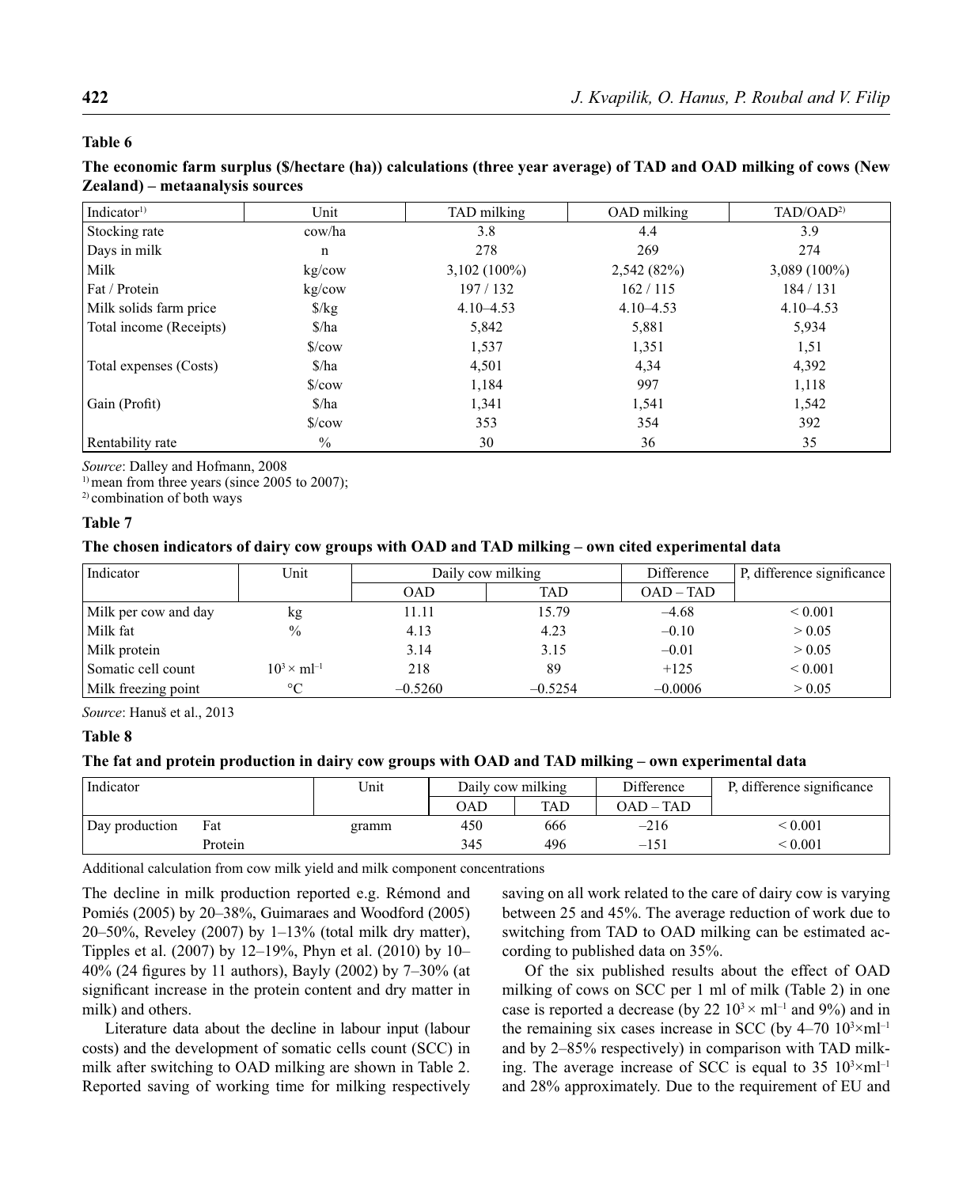**Table 6**

**The economic farm surplus ($/hectare (ha)) calculations (three year average) of TAD and OAD milking of cows (New Zealand) – metaanalysis sources**

| Indicator[1)] | Unit | TAD milking | OAD milking | TAD/OAD[2)] |
|---|---|---|---|---|
| Stocking rate | cow/ha | 3.8 | 4.4 | 3.9 |
| Days in milk | n | 278 | 269 | 274 |
| Milk | kg/cow | 3,102 (100%) | 2,542 (82%) | 3,089 (100%) |
| Fat / Protein | kg/cow | 197 / 132 | 162 / 115 | 184 / 131 |
| Milk solids farm price | $/kg | 4.10–4.53 | 4.10–4.53 | 4.10–4.53 |
| Total income (Receipts) | $/ha | 5,842 | 5,881 | 5,934 |
| | $/cow | 1,537 | 1,351 | 1,51 |
| Total expenses (Costs) | $/ha | 4,501 | 4,34 | 4,392 |
| | $/cow | 1,184 | 997 | 1,118 |
| Gain (Profit) | $/ha | 1,341 | 1,541 | 1,542 |
| | $/cow | 353 | 354 | 392 |
| Rentability rate | % | 30 | 36 | 35 |

*Source*: Dalley and Hofmann, 2008
[1)] mean from three years (since 2005 to 2007);
[2)] combination of both ways

**Table 7**

**The chosen indicators of dairy cow groups with OAD and TAD milking – own cited experimental data**

| Indicator | Unit | Daily cow milking | | Difference | P, difference significance |
|---|---|---|---|---|---|
| | | OAD | TAD | OAD – TAD | |
| Milk per cow and day | kg | 11.11 | 15.79 | –4.68 | < 0.001 |
| Milk fat | % | 4.13 | 4.23 | –0.10 | > 0.05 |
| Milk protein | | 3.14 | 3.15 | –0.01 | > 0.05 |
| Somatic cell count | $10^3 \times ml^{-1}$ | 218 | 89 | +125 | < 0.001 |
| Milk freezing point | °C | –0.5260 | –0.5254 | –0.0006 | > 0.05 |

*Source*: Hanuš et al., 2013

**Table 8**

**The fat and protein production in dairy cow groups with OAD and TAD milking – own experimental data**

| Indicator | | Unit | Daily cow milking | | Difference | P, difference significance |
|---|---|---|---|---|---|---|
| | | | OAD | TAD | OAD – TAD | |
| Day production | Fat | gramm | 450 | 666 | –216 | < 0.001 |
| | Protein | | 345 | 496 | –151 | < 0.001 |

Additional calculation from cow milk yield and milk component concentrations

The decline in milk production reported e.g. Rémond and Pomiés (2005) by 20–38%, Guimaraes and Woodford (2005) 20–50%, Reveley (2007) by 1–13% (total milk dry matter), Tipples et al. (2007) by 12–19%, Phyn et al. (2010) by 10–40% (24 figures by 11 authors), Bayly (2002) by 7–30% (at significant increase in the protein content and dry matter in milk) and others.

Literature data about the decline in labour input (labour costs) and the development of somatic cells count (SCC) in milk after switching to OAD milking are shown in Table 2. Reported saving of working time for milking respectively saving on all work related to the care of dairy cow is varying between 25 and 45%. The average reduction of work due to switching from TAD to OAD milking can be estimated according to published data on 35%.

Of the six published results about the effect of OAD milking of cows on SCC per 1 ml of milk (Table 2) in one case is reported a decrease (by 22 $10^3 \times ml^{-1}$ and 9%) and in the remaining six cases increase in SCC (by 4–70 $10^3 \times ml^{-1}$ and by 2–85% respectively) in comparison with TAD milking. The average increase of SCC is equal to 35 $10^3 \times ml^{-1}$ and 28% approximately. Due to the requirement of EU and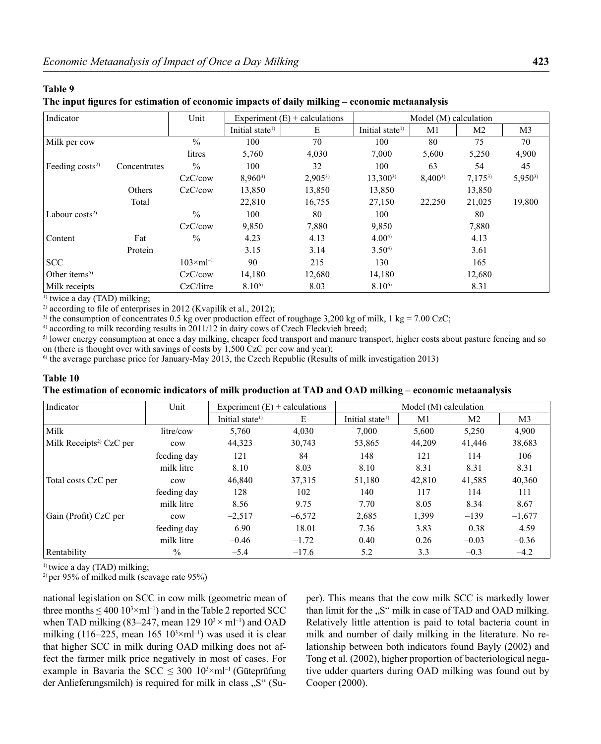**Table 9**

**The input figures for estimation of economic impacts of daily milking – economic metaanalysis**

| Indicator | | Unit | Experiment (E) + calculations | | Model (M) calculation | | | |
|---|---|---|---|---|---|---|---|---|
| | | | Initial state[1)] | E | Initial state[1)] | M1 | M2 | M3 |
| Milk per cow | | % | 100 | 70 | 100 | 80 | 75 | 70 |
| | | litres | 5,760 | 4,030 | 7,000 | 5,600 | 5,250 | 4,900 |
| Feeding costs[2)] | Concentrates | % | 100 | 32 | 100 | 63 | 54 | 45 |
| | | CzC/cow | 8,960[3)] | 2,905[3)] | 13,300[3)] | 8,400[3)] | 7,175[3)] | 5,950[3)] |
| | Others | CzC/cow | 13,850 | 13,850 | 13,850 | | 13,850 | |
| | Total | | 22,810 | 16,755 | 27,150 | 22,250 | 21,025 | 19,800 |
| Labour costs[2)] | | % | 100 | 80 | 100 | | 80 | |
| | | CzC/cow | 9,850 | 7,880 | 9,850 | | 7,880 | |
| Content | Fat | % | 4.23 | 4.13 | 4.00[4)] | | 4.13 | |
| | Protein | | 3.15 | 3.14 | 3.50[4)] | | 3.61 | |
| SCC | | $10^3 \times ml^{-1}$ | 90 | 215 | 130 | | 165 | |
| Other items[5)] | | CzC/cow | 14,180 | 12,680 | 14,180 | | 12,680 | |
| Milk receipts | | CzC/litre | 8.10[6)] | 8.03 | 8.10[6)] | | 8.31 | |

[1)] twice a day (TAD) milking;
[2)] according to file of enterprises in 2012 (Kvapilík et al., 2012);
[3)] the consumption of concentrates 0.5 kg over production effect of roughage 3,200 kg of milk, 1 kg = 7.00 CzC;
[4)] according to milk recording results in 2011/12 in dairy cows of Czech Fleckvieh breed;
[5)] lower energy consumption at once a day milking, cheaper feed transport and manure transport, higher costs about pasture fencing and so on (there is thought over with savings of costs by 1,500 CzC per cow and year);
[6)] the average purchase price for January-May 2013, the Czech Republic (Results of milk investigation 2013)

**Table 10**

**The estimation of economic indicators of milk production at TAD and OAD milking – economic metaanalysis**

| Indicator | Unit | Experiment (E) + calculations | | Model (M) calculation | | | |
|---|---|---|---|---|---|---|---|
| | | Initial state[1)] | E | Initial state[1)] | M1 | M2 | M3 |
| Milk | litre/cow | 5,760 | 4,030 | 7,000 | 5,600 | 5,250 | 4,900 |
| Milk Receipts[2)] CzC per | cow | 44,323 | 30,743 | 53,865 | 44,209 | 41,446 | 38,683 |
| | feeding day | 121 | 84 | 148 | 121 | 114 | 106 |
| | milk litre | 8.10 | 8.03 | 8.10 | 8.31 | 8.31 | 8.31 |
| Total costs CzC per | cow | 46,840 | 37,315 | 51,180 | 42,810 | 41,585 | 40,360 |
| | feeding day | 128 | 102 | 140 | 117 | 114 | 111 |
| | milk litre | 8.56 | 9.75 | 7.70 | 8.05 | 8.34 | 8.67 |
| Gain (Profit) CzC per | cow | –2,517 | –6,572 | 2,685 | 1,399 | –139 | –1,677 |
| | feeding day | –6.90 | –18.01 | 7.36 | 3.83 | –0.38 | –4.59 |
| | milk litre | –0.46 | –1.72 | 0.40 | 0.26 | –0.03 | –0.36 |
| Rentability | % | –5.4 | –17.6 | 5.2 | 3.3 | –0.3 | –4.2 |

[1)] twice a day (TAD) milking;
[2)] per 95% of milked milk (scavage rate 95%)

national legislation on SCC in cow milk (geometric mean of three months ≤ 400 $10^3 \times ml^{-1}$) and in the Table 2 reported SCC when TAD milking (83–247, mean 129 $10^3 \times ml^{-1}$) and OAD milking (116–225, mean 165 $10^3 \times ml^{-1}$) was used it is clear that higher SCC in milk during OAD milking does not affect the farmer milk price negatively in most of cases. For example in Bavaria the SCC ≤ 300 $10^3 \times ml^{-1}$ (Güteprüfung der Anlieferungsmilch) is required for milk in class „S" (Super). This means that the cow milk SCC is markedly lower than limit for the „S" milk in case of TAD and OAD milking. Relatively little attention is paid to total bacteria count in milk and number of daily milking in the literature. No relationship between both indicators found Bayly (2002) and Tong et al. (2002), higher proportion of bacteriological negative udder quarters during OAD milking was found out by Cooper (2000).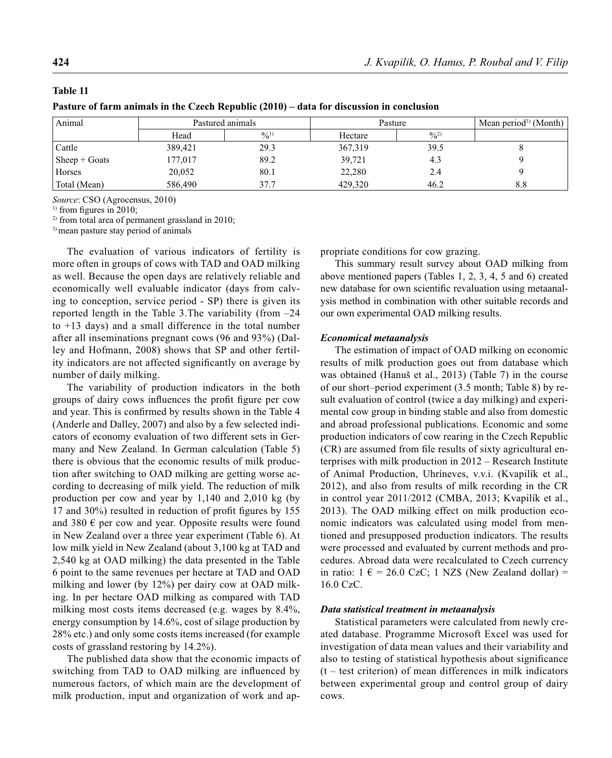**Table 11**

**Pasture of farm animals in the Czech Republic (2010) – data for discussion in conclusion**

| Animal | Pastured animals | | Pasture | | Mean period[3] (Month) |
|---|---|---|---|---|---|
| | Head | %[1] | Hectare | %[2] | |
| Cattle | 389,421 | 29.3 | 367,319 | 39.5 | 8 |
| Sheep + Goats | 177,017 | 89.2 | 39,721 | 4.3 | 9 |
| Horses | 20,052 | 80.1 | 22,280 | 2.4 | 9 |
| Total (Mean) | 586,490 | 37.7 | 429,320 | 46.2 | 8.8 |

*Source*: CSO (Agrocensus, 2010)

[1] from figures in 2010;

[2] from total area of permanent grassland in 2010;

[3] mean pasture stay period of animals

The evaluation of various indicators of fertility is more often in groups of cows with TAD and OAD milking as well. Because the open days are relatively reliable and economically well evaluable indicator (days from calving to conception, service period - SP) there is given its reported length in the Table 3.The variability (from –24 to +13 days) and a small difference in the total number after all inseminations pregnant cows (96 and 93%) (Dalley and Hofmann, 2008) shows that SP and other fertility indicators are not affected significantly on average by number of daily milking.

The variability of production indicators in the both groups of dairy cows influences the profit figure per cow and year. This is confirmed by results shown in the Table 4 (Anderle and Dalley, 2007) and also by a few selected indicators of economy evaluation of two different sets in Germany and New Zealand. In German calculation (Table 5) there is obvious that the economic results of milk production after switching to OAD milking are getting worse according to decreasing of milk yield. The reduction of milk production per cow and year by 1,140 and 2,010 kg (by 17 and 30%) resulted in reduction of profit figures by 155 and 380 € per cow and year. Opposite results were found in New Zealand over a three year experiment (Table 6). At low milk yield in New Zealand (about 3,100 kg at TAD and 2,540 kg at OAD milking) the data presented in the Table 6 point to the same revenues per hectare at TAD and OAD milking and lower (by 12%) per dairy cow at OAD milking. In per hectare OAD milking as compared with TAD milking most costs items decreased (e.g. wages by 8.4%, energy consumption by 14.6%, cost of silage production by 28% etc.) and only some costs items increased (for example costs of grassland restoring by 14.2%).

The published data show that the economic impacts of switching from TAD to OAD milking are influenced by numerous factors, of which main are the development of milk production, input and organization of work and appropriate conditions for cow grazing.

This summary result survey about OAD milking from above mentioned papers (Tables 1, 2, 3, 4, 5 and 6) created new database for own scientific revaluation using metaanalysis method in combination with other suitable records and our own experimental OAD milking results.

### *Economical metaanalysis*

The estimation of impact of OAD milking on economic results of milk production goes out from database which was obtained (Hanuš et al., 2013) (Table 7) in the course of our short–period experiment (3.5 month; Table 8) by result evaluation of control (twice a day milking) and experimental cow group in binding stable and also from domestic and abroad professional publications. Economic and some production indicators of cow rearing in the Czech Republic (CR) are assumed from file results of sixty agricultural enterprises with milk production in 2012 – Research Institute of Animal Production, Uhríneves, v.v.i. (Kvapilík et al., 2012), and also from results of milk recording in the CR in control year 2011/2012 (CMBA, 2013; Kvapilík et al., 2013). The OAD milking effect on milk production economic indicators was calculated using model from mentioned and presupposed production indicators. The results were processed and evaluated by current methods and procedures. Abroad data were recalculated to Czech currency in ratio: 1 € = 26.0 CzC; 1 NZ$ (New Zealand dollar) = 16.0 CzC.

### *Data statistical treatment in metaanalysis*

Statistical parameters were calculated from newly created database. Programme Microsoft Excel was used for investigation of data mean values and their variability and also to testing of statistical hypothesis about significance (t – test criterion) of mean differences in milk indicators between experimental group and control group of dairy cows.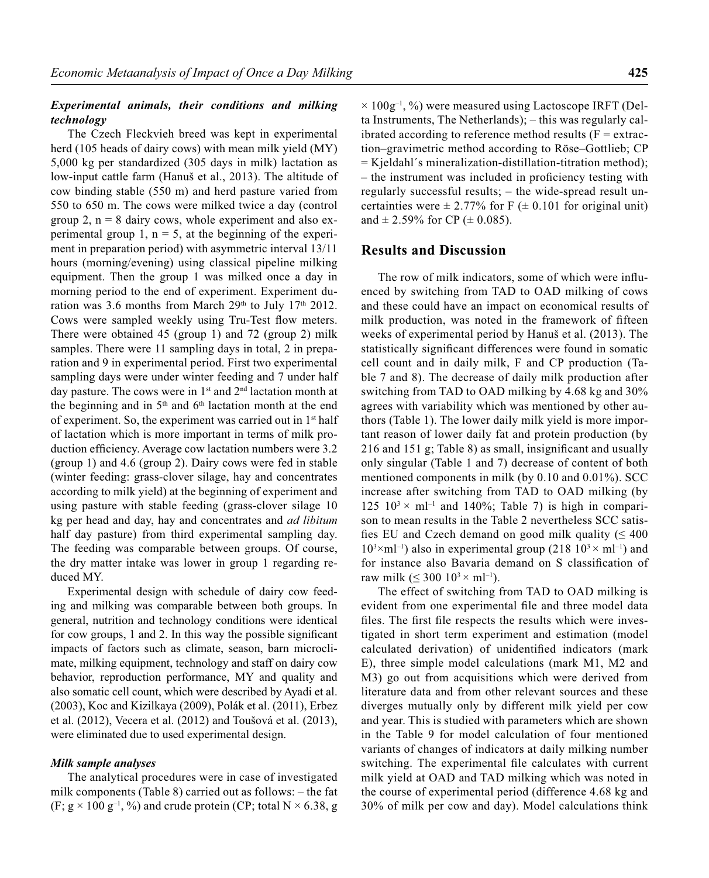### *Experimental animals, their conditions and milking technology*

The Czech Fleckvieh breed was kept in experimental herd (105 heads of dairy cows) with mean milk yield (MY) 5,000 kg per standardized (305 days in milk) lactation as low-input cattle farm (Hanuš et al., 2013). The altitude of cow binding stable (550 m) and herd pasture varied from 550 to 650 m. The cows were milked twice a day (control group 2, n = 8 dairy cows, whole experiment and also experimental group 1, n = 5, at the beginning of the experiment in preparation period) with asymmetric interval 13/11 hours (morning/evening) using classical pipeline milking equipment. Then the group 1 was milked once a day in morning period to the end of experiment. Experiment duration was 3.6 months from March 29th to July 17th 2012. Cows were sampled weekly using Tru-Test flow meters. There were obtained 45 (group 1) and 72 (group 2) milk samples. There were 11 sampling days in total, 2 in preparation and 9 in experimental period. First two experimental sampling days were under winter feeding and 7 under half day pasture. The cows were in 1st and 2nd lactation month at the beginning and in 5th and 6th lactation month at the end of experiment. So, the experiment was carried out in 1st half of lactation which is more important in terms of milk production efficiency. Average cow lactation numbers were 3.2 (group 1) and 4.6 (group 2). Dairy cows were fed in stable (winter feeding: grass-clover silage, hay and concentrates according to milk yield) at the beginning of experiment and using pasture with stable feeding (grass-clover silage 10 kg per head and day, hay and concentrates and *ad libitum* half day pasture) from third experimental sampling day. The feeding was comparable between groups. Of course, the dry matter intake was lower in group 1 regarding reduced MY.

Experimental design with schedule of dairy cow feeding and milking was comparable between both groups. In general, nutrition and technology conditions were identical for cow groups, 1 and 2. In this way the possible significant impacts of factors such as climate, season, barn microclimate, milking equipment, technology and staff on dairy cow behavior, reproduction performance, MY and quality and also somatic cell count, which were described by Ayadi et al. (2003), Koc and Kizilkaya (2009), Polák et al. (2011), Erbez et al. (2012), Vecera et al. (2012) and Toušová et al. (2013), were eliminated due to used experimental design.

### *Milk sample analyses*

The analytical procedures were in case of investigated milk components (Table 8) carried out as follows: – the fat (F; $g \times 100\ g^{-1}$, %) and crude protein (CP; total N × 6.38, $g \times 100g^{-1}$, %) were measured using Lactoscope IRFT (Delta Instruments, The Netherlands); – this was regularly calibrated according to reference method results (F = extraction–gravimetric method according to Röse–Gottlieb; CP = Kjeldahl´s mineralization-distillation-titration method); – the instrument was included in proficiency testing with regularly successful results; – the wide-spread result uncertainties were ± 2.77% for F (± 0.101 for original unit) and ± 2.59% for CP (± 0.085).

## Results and Discussion

The row of milk indicators, some of which were influenced by switching from TAD to OAD milking of cows and these could have an impact on economical results of milk production, was noted in the framework of fifteen weeks of experimental period by Hanuš et al. (2013). The statistically significant differences were found in somatic cell count and in daily milk, F and CP production (Table 7 and 8). The decrease of daily milk production after switching from TAD to OAD milking by 4.68 kg and 30% agrees with variability which was mentioned by other authors (Table 1). The lower daily milk yield is more important reason of lower daily fat and protein production (by 216 and 151 g; Table 8) as small, insignificant and usually only singular (Table 1 and 7) decrease of content of both mentioned components in milk (by 0.10 and 0.01%). SCC increase after switching from TAD to OAD milking (by 125 $10^3 \times ml^{-1}$ and 140%; Table 7) is high in comparison to mean results in the Table 2 nevertheless SCC satisfies EU and Czech demand on good milk quality (≤ 400 $10^3 \times ml^{-1}$) also in experimental group (218 $10^3 \times ml^{-1}$) and for instance also Bavaria demand on S classification of raw milk (≤ 300 $10^3 \times ml^{-1}$).

The effect of switching from TAD to OAD milking is evident from one experimental file and three model data files. The first file respects the results which were investigated in short term experiment and estimation (model calculated derivation) of unidentified indicators (mark E), three simple model calculations (mark M1, M2 and M3) go out from acquisitions which were derived from literature data and from other relevant sources and these diverges mutually only by different milk yield per cow and year. This is studied with parameters which are shown in the Table 9 for model calculation of four mentioned variants of changes of indicators at daily milking number switching. The experimental file calculates with current milk yield at OAD and TAD milking which was noted in the course of experimental period (difference 4.68 kg and 30% of milk per cow and day). Model calculations think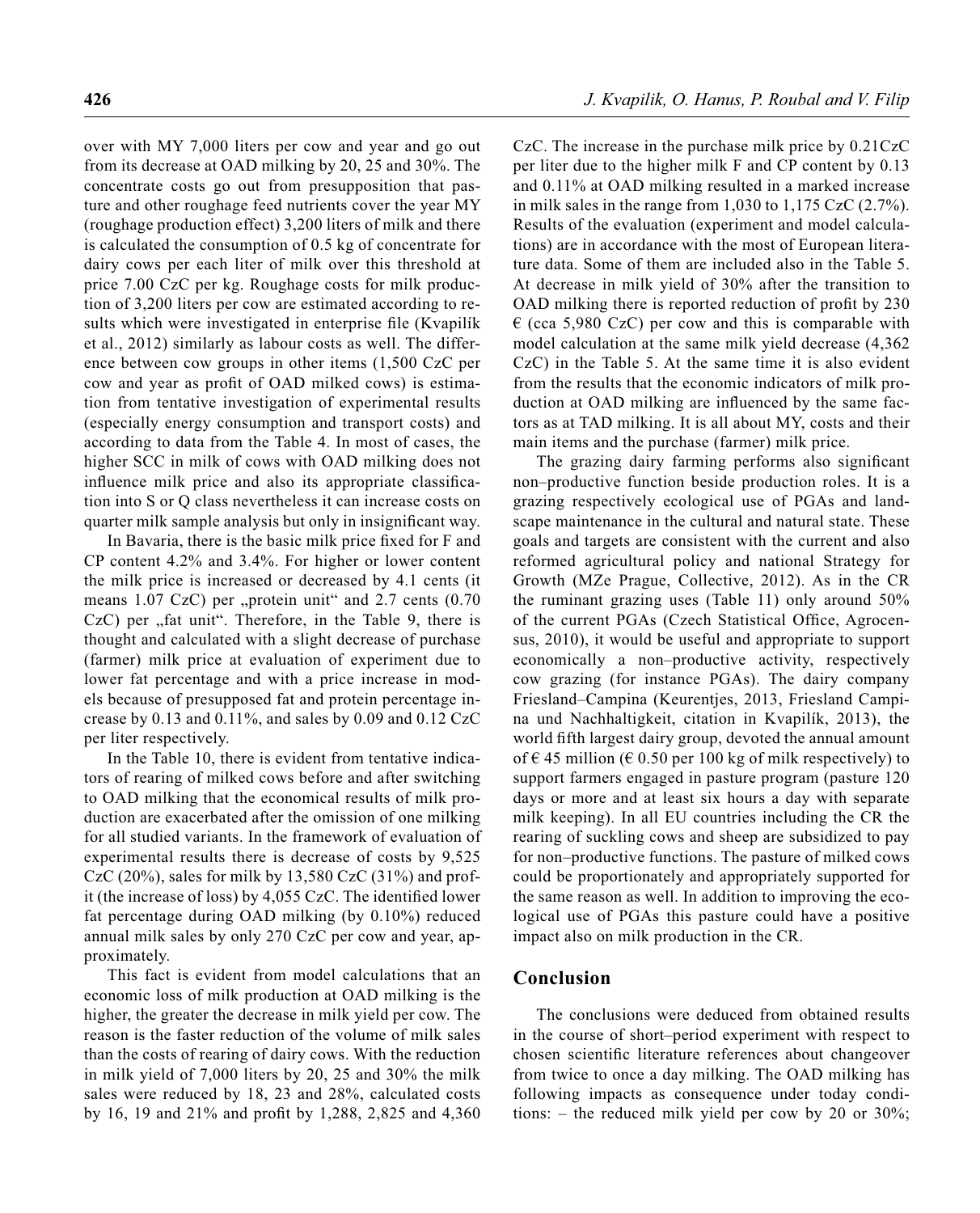over with MY 7,000 liters per cow and year and go out from its decrease at OAD milking by 20, 25 and 30%. The concentrate costs go out from presupposition that pasture and other roughage feed nutrients cover the year MY (roughage production effect) 3,200 liters of milk and there is calculated the consumption of 0.5 kg of concentrate for dairy cows per each liter of milk over this threshold at price 7.00 CzC per kg. Roughage costs for milk production of 3,200 liters per cow are estimated according to results which were investigated in enterprise file (Kvapilík et al., 2012) similarly as labour costs as well. The difference between cow groups in other items (1,500 CzC per cow and year as profit of OAD milked cows) is estimation from tentative investigation of experimental results (especially energy consumption and transport costs) and according to data from the Table 4. In most of cases, the higher SCC in milk of cows with OAD milking does not influence milk price and also its appropriate classification into S or Q class nevertheless it can increase costs on quarter milk sample analysis but only in insignificant way.

In Bavaria, there is the basic milk price fixed for F and CP content 4.2% and 3.4%. For higher or lower content the milk price is increased or decreased by 4.1 cents (it means 1.07 CzC) per „protein unit" and 2.7 cents (0.70 CzC) per „fat unit". Therefore, in the Table 9, there is thought and calculated with a slight decrease of purchase (farmer) milk price at evaluation of experiment due to lower fat percentage and with a price increase in models because of presupposed fat and protein percentage increase by 0.13 and 0.11%, and sales by 0.09 and 0.12 CzC per liter respectively.

In the Table 10, there is evident from tentative indicators of rearing of milked cows before and after switching to OAD milking that the economical results of milk production are exacerbated after the omission of one milking for all studied variants. In the framework of evaluation of experimental results there is decrease of costs by 9,525 CzC (20%), sales for milk by 13,580 CzC (31%) and profit (the increase of loss) by 4,055 CzC. The identified lower fat percentage during OAD milking (by 0.10%) reduced annual milk sales by only 270 CzC per cow and year, approximately.

This fact is evident from model calculations that an economic loss of milk production at OAD milking is the higher, the greater the decrease in milk yield per cow. The reason is the faster reduction of the volume of milk sales than the costs of rearing of dairy cows. With the reduction in milk yield of 7,000 liters by 20, 25 and 30% the milk sales were reduced by 18, 23 and 28%, calculated costs by 16, 19 and 21% and profit by 1,288, 2,825 and 4,360 CzC. The increase in the purchase milk price by 0.21CzC per liter due to the higher milk F and CP content by 0.13 and 0.11% at OAD milking resulted in a marked increase in milk sales in the range from 1,030 to 1,175 CzC (2.7%). Results of the evaluation (experiment and model calculations) are in accordance with the most of European literature data. Some of them are included also in the Table 5. At decrease in milk yield of 30% after the transition to OAD milking there is reported reduction of profit by 230 € (cca 5,980 CzC) per cow and this is comparable with model calculation at the same milk yield decrease (4,362 CzC) in the Table 5. At the same time it is also evident from the results that the economic indicators of milk production at OAD milking are influenced by the same factors as at TAD milking. It is all about MY, costs and their main items and the purchase (farmer) milk price.

The grazing dairy farming performs also significant non–productive function beside production roles. It is a grazing respectively ecological use of PGAs and landscape maintenance in the cultural and natural state. These goals and targets are consistent with the current and also reformed agricultural policy and national Strategy for Growth (MZe Prague, Collective, 2012). As in the CR the ruminant grazing uses (Table 11) only around 50% of the current PGAs (Czech Statistical Office, Agrocensus, 2010), it would be useful and appropriate to support economically a non–productive activity, respectively cow grazing (for instance PGAs). The dairy company Friesland–Campina (Keurentjes, 2013, Friesland Campina und Nachhaltigkeit, citation in Kvapilík, 2013), the world fifth largest dairy group, devoted the annual amount of € 45 million (€ 0.50 per 100 kg of milk respectively) to support farmers engaged in pasture program (pasture 120 days or more and at least six hours a day with separate milk keeping). In all EU countries including the CR the rearing of suckling cows and sheep are subsidized to pay for non–productive functions. The pasture of milked cows could be proportionately and appropriately supported for the same reason as well. In addition to improving the ecological use of PGAs this pasture could have a positive impact also on milk production in the CR.

## Conclusion

The conclusions were deduced from obtained results in the course of short–period experiment with respect to chosen scientific literature references about changeover from twice to once a day milking. The OAD milking has following impacts as consequence under today conditions: – the reduced milk yield per cow by 20 or 30%;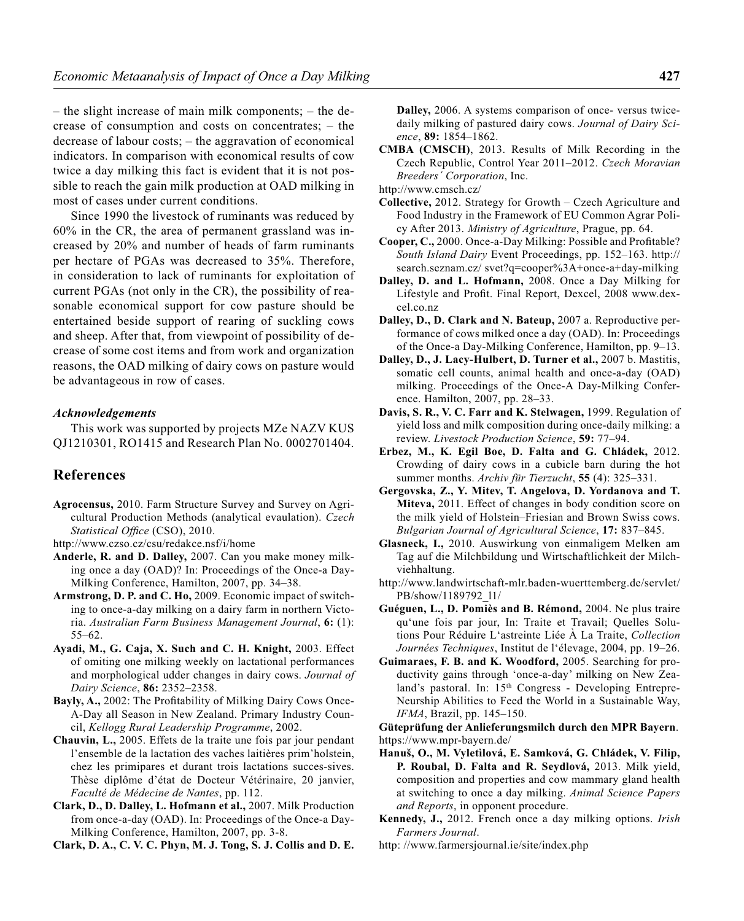– the slight increase of main milk components; – the decrease of consumption and costs on concentrates; – the decrease of labour costs; – the aggravation of economical indicators. In comparison with economical results of cow twice a day milking this fact is evident that it is not possible to reach the gain milk production at OAD milking in most of cases under current conditions.

Since 1990 the livestock of ruminants was reduced by 60% in the CR, the area of permanent grassland was increased by 20% and number of heads of farm ruminants per hectare of PGAs was decreased to 35%. Therefore, in consideration to lack of ruminants for exploitation of current PGAs (not only in the CR), the possibility of reasonable economical support for cow pasture should be entertained beside support of rearing of suckling cows and sheep. After that, from viewpoint of possibility of decrease of some cost items and from work and organization reasons, the OAD milking of dairy cows on pasture would be advantageous in row of cases.

### *Acknowledgements*

This work was supported by projects MZe NAZV KUS QJ1210301, RO1415 and Research Plan No. 0002701404.

## References

**Agrocensus,** 2010. Farm Structure Survey and Survey on Agricultural Production Methods (analytical evaulation). *Czech Statistical Office* (CSO), 2010.

http://www.czso.cz/csu/redakce.nsf/i/home

**Anderle, R. and D. Dalley,** 2007. Can you make money milking once a day (OAD)? In: Proceedings of the Once-a Day-Milking Conference, Hamilton, 2007, pp. 34–38.

**Armstrong, D. P. and C. Ho,** 2009. Economic impact of switching to once-a-day milking on a dairy farm in northern Victoria. *Australian Farm Business Management Journal*, **6:** (1): 55–62.

**Ayadi, M., G. Caja, X. Such and C. H. Knight,** 2003. Effect of omiting one milking weekly on lactational performances and morphological udder changes in dairy cows. *Journal of Dairy Science*, **86:** 2352–2358.

**Bayly, A.,** 2002: The Profitability of Milking Dairy Cows Once-A-Day all Season in New Zealand. Primary Industry Council, *Kellogg Rural Leadership Programme*, 2002.

**Chauvin, L.,** 2005. Effets de la traite une fois par jour pendant l'ensemble de la lactation des vaches laitières prim'holstein, chez les primipares et durant trois lactations succes-sives. Thèse diplôme d'état de Docteur Vétérinaire, 20 janvier, *Faculté de Médecine de Nantes*, pp. 112.

**Clark, D., D. Dalley, L. Hofmann et al.,** 2007. Milk Production from once-a-day (OAD). In: Proceedings of the Once-a Day-Milking Conference, Hamilton, 2007, pp. 3-8.

**Clark, D. A., C. V. C. Phyn, M. J. Tong, S. J. Collis and D. E. Dalley,** 2006. A systems comparison of once- versus twice-daily milking of pastured dairy cows. *Journal of Dairy Science*, **89:** 1854–1862.

**CMBA (CMSCH)**, 2013. Results of Milk Recording in the Czech Republic, Control Year 2011–2012. *Czech Moravian Breeders´ Corporation*, Inc.

http://www.cmsch.cz/

**Collective,** 2012. Strategy for Growth – Czech Agriculture and Food Industry in the Framework of EU Common Agrar Policy After 2013. *Ministry of Agriculture*, Prague, pp. 64.

**Cooper, C.,** 2000. Once-a-Day Milking: Possible and Profitable? *South Island Dairy* Event Proceedings, pp. 152–163. http://search.seznam.cz/ svet?q=cooper%3A+once-a+day-milking

**Dalley, D. and L. Hofmann,** 2008. Once a Day Milking for Lifestyle and Profit. Final Report, Dexcel, 2008 www.dexcel.co.nz

**Dalley, D., D. Clark and N. Bateup,** 2007 a. Reproductive performance of cows milked once a day (OAD). In: Proceedings of the Once-a Day-Milking Conference, Hamilton, pp. 9–13.

**Dalley, D., J. Lacy-Hulbert, D. Turner et al.,** 2007 b. Mastitis, somatic cell counts, animal health and once-a-day (OAD) milking. Proceedings of the Once-A Day-Milking Conference. Hamilton, 2007, pp. 28–33.

**Davis, S. R., V. C. Farr and K. Stelwagen,** 1999. Regulation of yield loss and milk composition during once-daily milking: a review. *Livestock Production Science*, **59:** 77–94.

**Erbez, M., K. Egil Boe, D. Falta and G. Chládek,** 2012. Crowding of dairy cows in a cubicle barn during the hot summer months. *Archiv für Tierzucht*, **55** (4): 325–331.

**Gergovska, Z., Y. Mitev, T. Angelova, D. Yordanova and T. Miteva,** 2011. Effect of changes in body condition score on the milk yield of Holstein–Friesian and Brown Swiss cows. *Bulgarian Journal of Agricultural Science*, **17:** 837–845.

**Glasneck, I.,** 2010. Auswirkung von einmaligem Melken am Tag auf die Milchbildung und Wirtschaftlichkeit der Milchviehhaltung.

http://www.landwirtschaft-mlr.baden-wuerttemberg.de/servlet/PB/show/1189792_l1/

**Guéguen, L., D. Pomiès and B. Rémond,** 2004. Ne plus traire qu'une fois par jour, In: Traite et Travail; Quelles Solutions Pour Réduire L'astreinte Liée À La Traite, *Collection Journées Techniques*, Institut de l'élevage, 2004, pp. 19–26.

**Guimaraes, F. B. and K. Woodford,** 2005. Searching for productivity gains through 'once-a-day' milking on New Zealand's pastoral. In: 15th Congress - Developing Entrepre-Neurship Abilities to Feed the World in a Sustainable Way, *IFMA*, Brazil, pp. 145–150.

**Güteprüfung der Anlieferungsmilch durch den MPR Bayern**. https://www.mpr-bayern.de/

**Hanuš, O., M. Vyletìlová, E. Samková, G. Chládek, V. Filip, P. Roubal, D. Falta and R. Seydlová,** 2013. Milk yield, composition and properties and cow mammary gland health at switching to once a day milking. *Animal Science Papers and Reports*, in opponent procedure.

**Kennedy, J.,** 2012. French once a day milking options. *Irish Farmers Journal*.

http: //www.farmersjournal.ie/site/index.php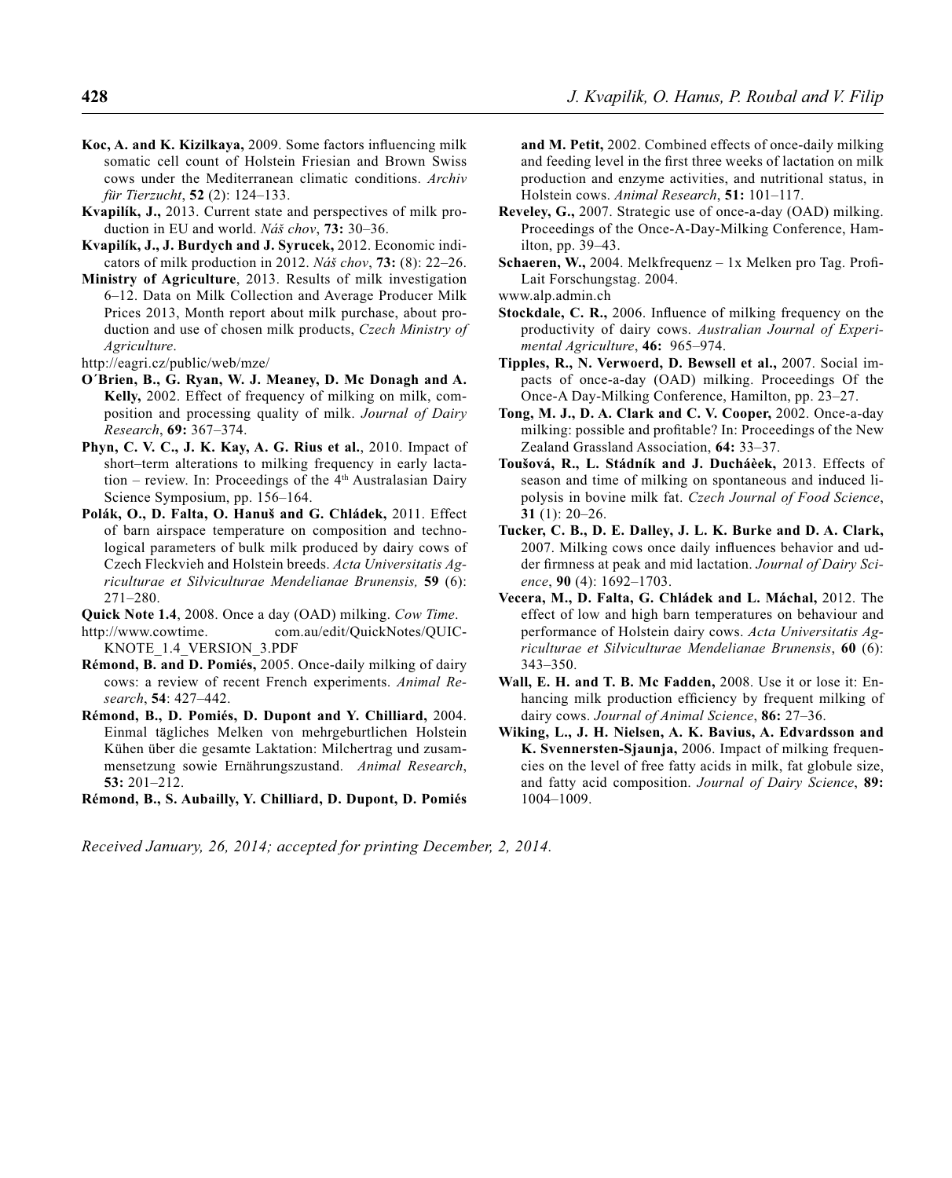**Koc, A. and K. Kizilkaya,** 2009. Some factors influencing milk somatic cell count of Holstein Friesian and Brown Swiss cows under the Mediterranean climatic conditions. *Archiv für Tierzucht*, **52** (2): 124–133.

**Kvapilík, J.,** 2013. Current state and perspectives of milk production in EU and world. *Náš chov*, **73:** 30–36.

**Kvapilík, J., J. Burdych and J. Syrucek,** 2012. Economic indicators of milk production in 2012. *Náš chov*, **73:** (8): 22–26.

**Ministry of Agriculture**, 2013. Results of milk investigation 6–12. Data on Milk Collection and Average Producer Milk Prices 2013, Month report about milk purchase, about production and use of chosen milk products, *Czech Ministry of Agriculture*.

http://eagri.cz/public/web/mze/

**O´Brien, B., G. Ryan, W. J. Meaney, D. Mc Donagh and A. Kelly,** 2002. Effect of frequency of milking on milk, composition and processing quality of milk. *Journal of Dairy Research*, **69:** 367–374.

**Phyn, C. V. C., J. K. Kay, A. G. Rius et al.**, 2010. Impact of short–term alterations to milking frequency in early lactation – review. In: Proceedings of the 4th Australasian Dairy Science Symposium, pp. 156–164.

**Polák, O., D. Falta, O. Hanuš and G. Chládek,** 2011. Effect of barn airspace temperature on composition and technological parameters of bulk milk produced by dairy cows of Czech Fleckvieh and Holstein breeds. *Acta Universitatis Agriculturae et Silviculturae Mendelianae Brunensis,* **59** (6): 271–280.

**Quick Note 1.4**, 2008. Once a day (OAD) milking. *Cow Time*.

http://www.cowtime.com.au/edit/QuickNotes/QUICKNOTE_1.4_VERSION_3.PDF

**Rémond, B. and D. Pomiés,** 2005. Once-daily milking of dairy cows: a review of recent French experiments. *Animal Research*, **54**: 427–442.

**Rémond, B., D. Pomiés, D. Dupont and Y. Chilliard,** 2004. Einmal tägliches Melken von mehrgeburtlichen Holstein Kühen über die gesamte Laktation: Milchertrag und zusammensetzung sowie Ernährungszustand. *Animal Research*, **53:** 201–212.

**Rémond, B., S. Aubailly, Y. Chilliard, D. Dupont, D. Pomiés and M. Petit,** 2002. Combined effects of once-daily milking and feeding level in the first three weeks of lactation on milk production and enzyme activities, and nutritional status, in Holstein cows. *Animal Research*, **51:** 101–117.

**Reveley, G.,** 2007. Strategic use of once-a-day (OAD) milking. Proceedings of the Once-A-Day-Milking Conference, Hamilton, pp. 39–43.

**Schaeren, W.,** 2004. Melkfrequenz – 1x Melken pro Tag. Profi-Lait Forschungstag. 2004.

www.alp.admin.ch

**Stockdale, C. R.,** 2006. Influence of milking frequency on the productivity of dairy cows. *Australian Journal of Experimental Agriculture*, **46:** 965–974.

**Tipples, R., N. Verwoerd, D. Bewsell et al.,** 2007. Social impacts of once-a-day (OAD) milking. Proceedings Of the Once-A Day-Milking Conference, Hamilton, pp. 23–27.

**Tong, M. J., D. A. Clark and C. V. Cooper,** 2002. Once-a-day milking: possible and profitable? In: Proceedings of the New Zealand Grassland Association, **64:** 33–37.

**Toušová, R., L. Stádník and J. Ducháèek,** 2013. Effects of season and time of milking on spontaneous and induced lipolysis in bovine milk fat. *Czech Journal of Food Science*, **31** (1): 20–26.

**Tucker, C. B., D. E. Dalley, J. L. K. Burke and D. A. Clark,** 2007. Milking cows once daily influences behavior and udder firmness at peak and mid lactation. *Journal of Dairy Science*, **90** (4): 1692–1703.

**Vecera, M., D. Falta, G. Chládek and L. Máchal,** 2012. The effect of low and high barn temperatures on behaviour and performance of Holstein dairy cows. *Acta Universitatis Agriculturae et Silviculturae Mendelianae Brunensis*, **60** (6): 343–350.

**Wall, E. H. and T. B. Mc Fadden,** 2008. Use it or lose it: Enhancing milk production efficiency by frequent milking of dairy cows. *Journal of Animal Science*, **86:** 27–36.

**Wiking, L., J. H. Nielsen, A. K. Bavius, A. Edvardsson and K. Svennersten-Sjaunja,** 2006. Impact of milking frequencies on the level of free fatty acids in milk, fat globule size, and fatty acid composition. *Journal of Dairy Science*, **89:** 1004–1009.

*Received January, 26, 2014; accepted for printing December, 2, 2014.*